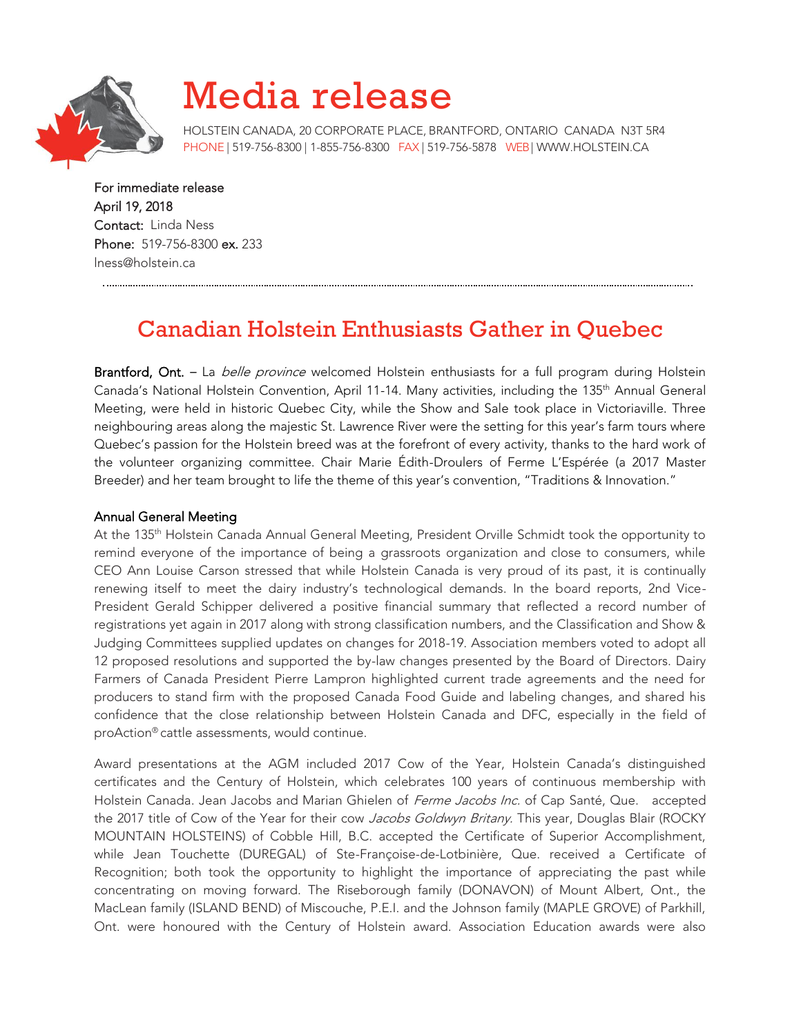# Media release

HOLSTEIN CANADA, 20 CORPORATE PLACE, BRANTFORD, ONTARIO CANADA N3T 5R4
PHONE | 519-756-8300 | 1-855-756-8300 FAX | 519-756-5878 WEB | WWW.HOLSTEIN.CA

For immediate release
April 19, 2018
Contact: Linda Ness
Phone: 519-756-8300 ex. 233
lness@holstein.ca

## Canadian Holstein Enthusiasts Gather in Quebec

**Brantford, Ont.** – La *belle province* welcomed Holstein enthusiasts for a full program during Holstein Canada's National Holstein Convention, April 11-14. Many activities, including the 135th Annual General Meeting, were held in historic Quebec City, while the Show and Sale took place in Victoriaville. Three neighbouring areas along the majestic St. Lawrence River were the setting for this year's farm tours where Quebec's passion for the Holstein breed was at the forefront of every activity, thanks to the hard work of the volunteer organizing committee. Chair Marie Édith-Droulers of Ferme L'Espérée (a 2017 Master Breeder) and her team brought to life the theme of this year's convention, "Traditions & Innovation."

### Annual General Meeting

At the 135th Holstein Canada Annual General Meeting, President Orville Schmidt took the opportunity to remind everyone of the importance of being a grassroots organization and close to consumers, while CEO Ann Louise Carson stressed that while Holstein Canada is very proud of its past, it is continually renewing itself to meet the dairy industry's technological demands. In the board reports, 2nd Vice-President Gerald Schipper delivered a positive financial summary that reflected a record number of registrations yet again in 2017 along with strong classification numbers, and the Classification and Show & Judging Committees supplied updates on changes for 2018-19. Association members voted to adopt all 12 proposed resolutions and supported the by-law changes presented by the Board of Directors. Dairy Farmers of Canada President Pierre Lampron highlighted current trade agreements and the need for producers to stand firm with the proposed Canada Food Guide and labeling changes, and shared his confidence that the close relationship between Holstein Canada and DFC, especially in the field of proAction® cattle assessments, would continue.

Award presentations at the AGM included 2017 Cow of the Year, Holstein Canada's distinguished certificates and the Century of Holstein, which celebrates 100 years of continuous membership with Holstein Canada. Jean Jacobs and Marian Ghielen of *Ferme Jacobs Inc.* of Cap Santé, Que. accepted the 2017 title of Cow of the Year for their cow *Jacobs Goldwyn Britany.* This year, Douglas Blair (ROCKY MOUNTAIN HOLSTEINS) of Cobble Hill, B.C. accepted the Certificate of Superior Accomplishment, while Jean Touchette (DUREGAL) of Ste-Françoise-de-Lotbinière, Que. received a Certificate of Recognition; both took the opportunity to highlight the importance of appreciating the past while concentrating on moving forward. The Riseborough family (DONAVON) of Mount Albert, Ont., the MacLean family (ISLAND BEND) of Miscouche, P.E.I. and the Johnson family (MAPLE GROVE) of Parkhill, Ont. were honoured with the Century of Holstein award. Association Education awards were also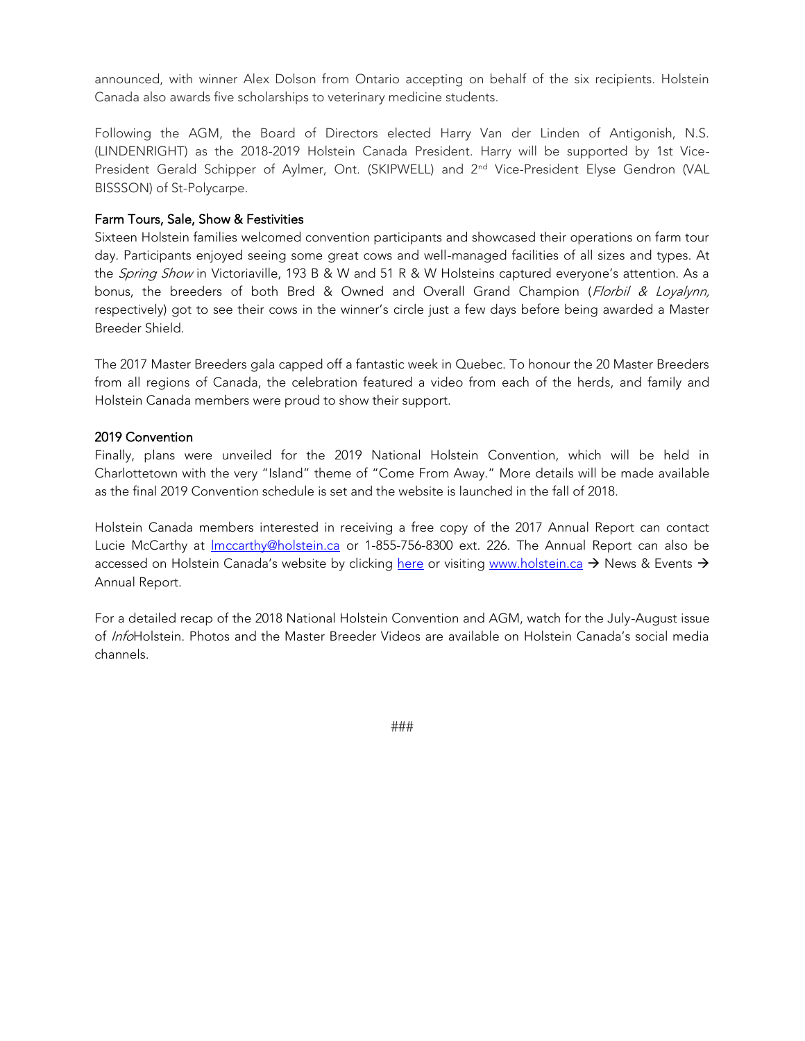announced, with winner Alex Dolson from Ontario accepting on behalf of the six recipients. Holstein Canada also awards five scholarships to veterinary medicine students.

Following the AGM, the Board of Directors elected Harry Van der Linden of Antigonish, N.S. (LINDENRIGHT) as the 2018-2019 Holstein Canada President. Harry will be supported by 1st Vice-President Gerald Schipper of Aylmer, Ont. (SKIPWELL) and 2nd Vice-President Elyse Gendron (VAL BISSSON) of St-Polycarpe.

## Farm Tours, Sale, Show & Festivities

Sixteen Holstein families welcomed convention participants and showcased their operations on farm tour day. Participants enjoyed seeing some great cows and well-managed facilities of all sizes and types. At the *Spring Show* in Victoriaville, 193 B & W and 51 R & W Holsteins captured everyone's attention. As a bonus, the breeders of both Bred & Owned and Overall Grand Champion (*Florbil & Loyalynn,* respectively) got to see their cows in the winner's circle just a few days before being awarded a Master Breeder Shield.

The 2017 Master Breeders gala capped off a fantastic week in Quebec. To honour the 20 Master Breeders from all regions of Canada, the celebration featured a video from each of the herds, and family and Holstein Canada members were proud to show their support.

## 2019 Convention

Finally, plans were unveiled for the 2019 National Holstein Convention, which will be held in Charlottetown with the very "Island" theme of "Come From Away." More details will be made available as the final 2019 Convention schedule is set and the website is launched in the fall of 2018.

Holstein Canada members interested in receiving a free copy of the 2017 Annual Report can contact Lucie McCarthy at lmccarthy@holstein.ca or 1-855-756-8300 ext. 226. The Annual Report can also be accessed on Holstein Canada's website by clicking here or visiting www.holstein.ca → News & Events → Annual Report.

For a detailed recap of the 2018 National Holstein Convention and AGM, watch for the July-August issue of *Info*Holstein. Photos and the Master Breeder Videos are available on Holstein Canada's social media channels.

###